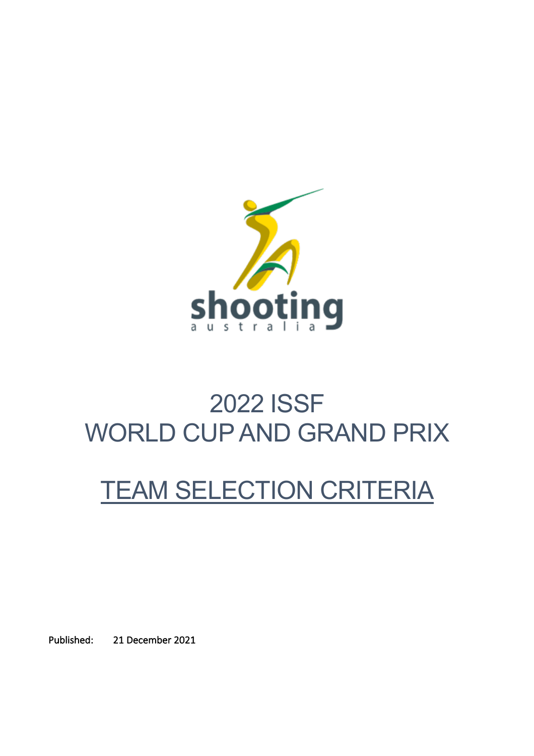shooting
australia

# 2022 ISSF
# WORLD CUP AND GRAND PRIX

# TEAM SELECTION CRITERIA

Published: 21 December 2021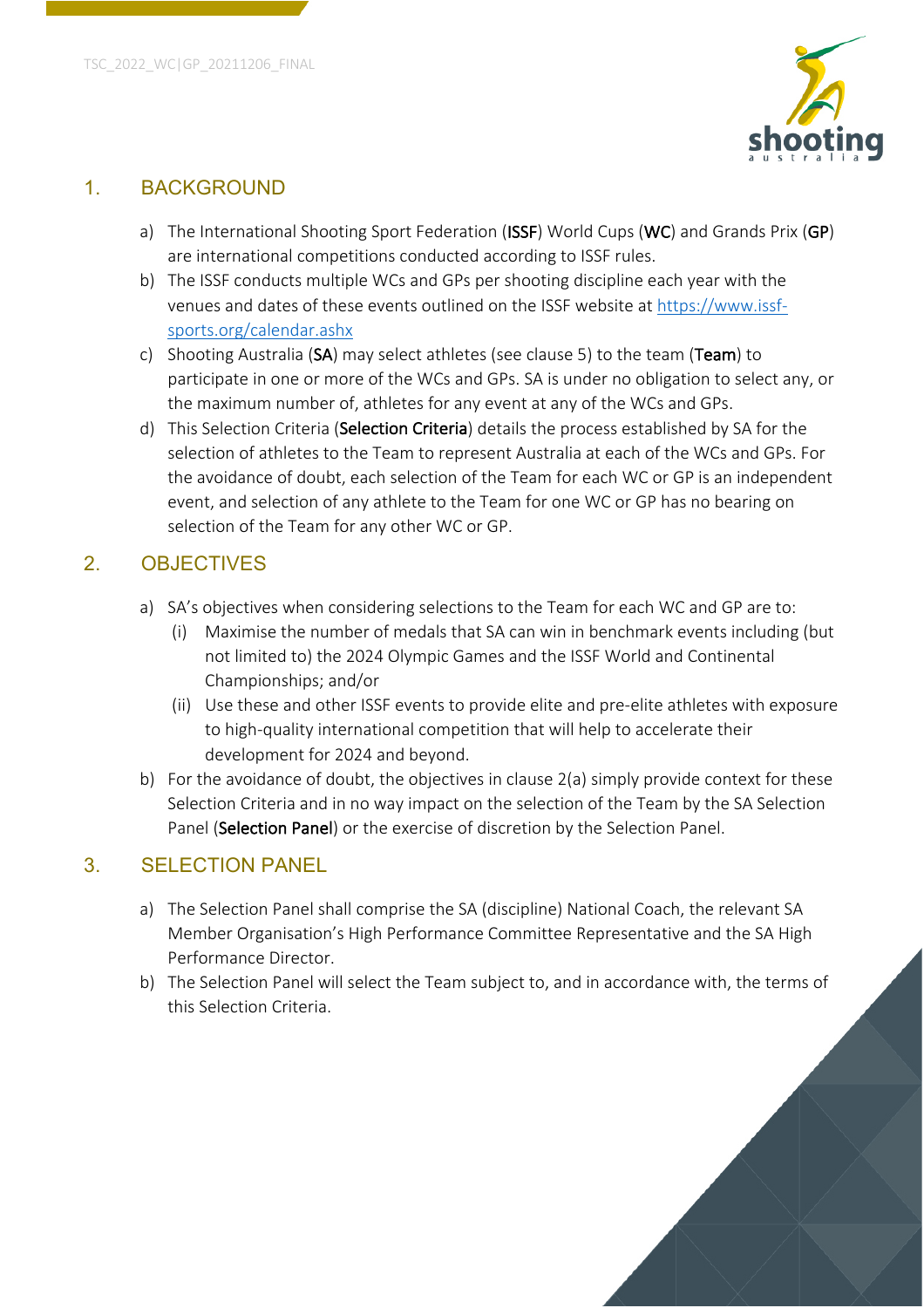## 1. BACKGROUND

a) The International Shooting Sport Federation (**ISSF**) World Cups (**WC**) and Grands Prix (**GP**) are international competitions conducted according to ISSF rules.

b) The ISSF conducts multiple WCs and GPs per shooting discipline each year with the venues and dates of these events outlined on the ISSF website at https://www.issf-sports.org/calendar.ashx

c) Shooting Australia (**SA**) may select athletes (see clause 5) to the team (**Team**) to participate in one or more of the WCs and GPs. SA is under no obligation to select any, or the maximum number of, athletes for any event at any of the WCs and GPs.

d) This Selection Criteria (**Selection Criteria**) details the process established by SA for the selection of athletes to the Team to represent Australia at each of the WCs and GPs. For the avoidance of doubt, each selection of the Team for each WC or GP is an independent event, and selection of any athlete to the Team for one WC or GP has no bearing on selection of the Team for any other WC or GP.

## 2. OBJECTIVES

a) SA's objectives when considering selections to the Team for each WC and GP are to:

   (i) Maximise the number of medals that SA can win in benchmark events including (but not limited to) the 2024 Olympic Games and the ISSF World and Continental Championships; and/or

   (ii) Use these and other ISSF events to provide elite and pre-elite athletes with exposure to high-quality international competition that will help to accelerate their development for 2024 and beyond.

b) For the avoidance of doubt, the objectives in clause 2(a) simply provide context for these Selection Criteria and in no way impact on the selection of the Team by the SA Selection Panel (**Selection Panel**) or the exercise of discretion by the Selection Panel.

## 3. SELECTION PANEL

a) The Selection Panel shall comprise the SA (discipline) National Coach, the relevant SA Member Organisation's High Performance Committee Representative and the SA High Performance Director.

b) The Selection Panel will select the Team subject to, and in accordance with, the terms of this Selection Criteria.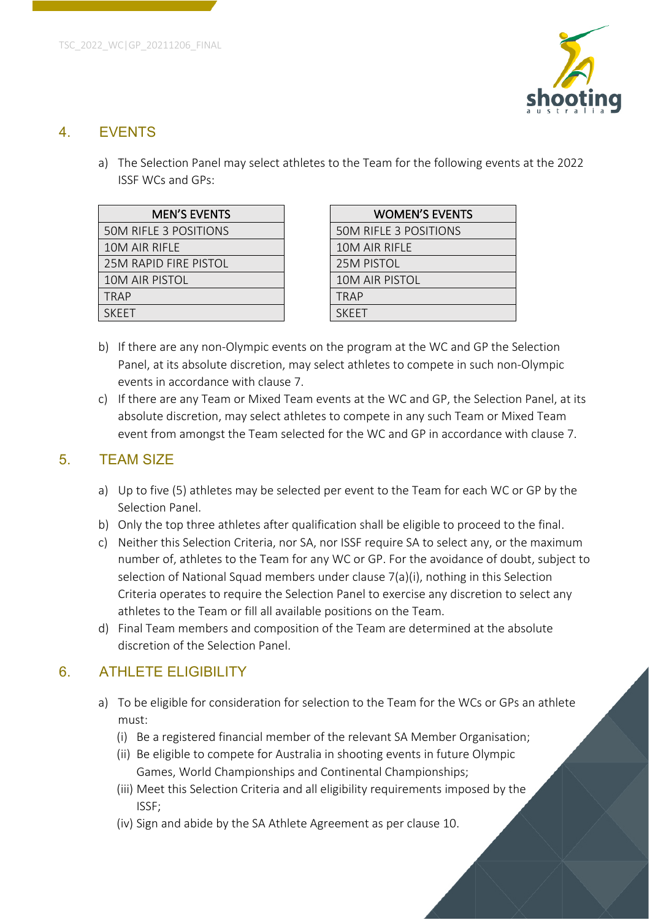## 4. EVENTS

a) The Selection Panel may select athletes to the Team for the following events at the 2022 ISSF WCs and GPs:

| MEN'S EVENTS |
|---|
| 50M RIFLE 3 POSITIONS |
| 10M AIR RIFLE |
| 25M RAPID FIRE PISTOL |
| 10M AIR PISTOL |
| TRAP |
| SKEET |

| WOMEN'S EVENTS |
|---|
| 50M RIFLE 3 POSITIONS |
| 10M AIR RIFLE |
| 25M PISTOL |
| 10M AIR PISTOL |
| TRAP |
| SKEET |

b) If there are any non-Olympic events on the program at the WC and GP the Selection Panel, at its absolute discretion, may select athletes to compete in such non-Olympic events in accordance with clause 7.

c) If there are any Team or Mixed Team events at the WC and GP, the Selection Panel, at its absolute discretion, may select athletes to compete in any such Team or Mixed Team event from amongst the Team selected for the WC and GP in accordance with clause 7.

## 5. TEAM SIZE

a) Up to five (5) athletes may be selected per event to the Team for each WC or GP by the Selection Panel.

b) Only the top three athletes after qualification shall be eligible to proceed to the final.

c) Neither this Selection Criteria, nor SA, nor ISSF require SA to select any, or the maximum number of, athletes to the Team for any WC or GP. For the avoidance of doubt, subject to selection of National Squad members under clause 7(a)(i), nothing in this Selection Criteria operates to require the Selection Panel to exercise any discretion to select any athletes to the Team or fill all available positions on the Team.

d) Final Team members and composition of the Team are determined at the absolute discretion of the Selection Panel.

## 6. ATHLETE ELIGIBILITY

a) To be eligible for consideration for selection to the Team for the WCs or GPs an athlete must:
   (i) Be a registered financial member of the relevant SA Member Organisation;
   (ii) Be eligible to compete for Australia in shooting events in future Olympic Games, World Championships and Continental Championships;
   (iii) Meet this Selection Criteria and all eligibility requirements imposed by the ISSF;
   (iv) Sign and abide by the SA Athlete Agreement as per clause 10.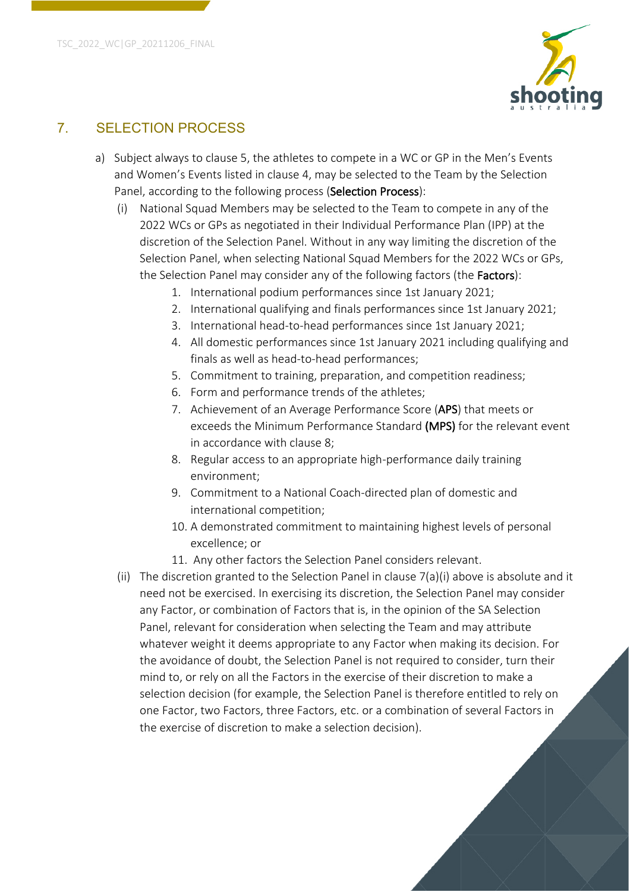## 7. SELECTION PROCESS

a) Subject always to clause 5, the athletes to compete in a WC or GP in the Men's Events and Women's Events listed in clause 4, may be selected to the Team by the Selection Panel, according to the following process (**Selection Process**):

(i) National Squad Members may be selected to the Team to compete in any of the 2022 WCs or GPs as negotiated in their Individual Performance Plan (IPP) at the discretion of the Selection Panel. Without in any way limiting the discretion of the Selection Panel, when selecting National Squad Members for the 2022 WCs or GPs, the Selection Panel may consider any of the following factors (the **Factors**):

1. International podium performances since 1st January 2021;
2. International qualifying and finals performances since 1st January 2021;
3. International head-to-head performances since 1st January 2021;
4. All domestic performances since 1st January 2021 including qualifying and finals as well as head-to-head performances;
5. Commitment to training, preparation, and competition readiness;
6. Form and performance trends of the athletes;
7. Achievement of an Average Performance Score (**APS**) that meets or exceeds the Minimum Performance Standard **(MPS)** for the relevant event in accordance with clause 8;
8. Regular access to an appropriate high-performance daily training environment;
9. Commitment to a National Coach-directed plan of domestic and international competition;
10. A demonstrated commitment to maintaining highest levels of personal excellence; or
11. Any other factors the Selection Panel considers relevant.

(ii) The discretion granted to the Selection Panel in clause 7(a)(i) above is absolute and it need not be exercised. In exercising its discretion, the Selection Panel may consider any Factor, or combination of Factors that is, in the opinion of the SA Selection Panel, relevant for consideration when selecting the Team and may attribute whatever weight it deems appropriate to any Factor when making its decision. For the avoidance of doubt, the Selection Panel is not required to consider, turn their mind to, or rely on all the Factors in the exercise of their discretion to make a selection decision (for example, the Selection Panel is therefore entitled to rely on one Factor, two Factors, three Factors, etc. or a combination of several Factors in the exercise of discretion to make a selection decision).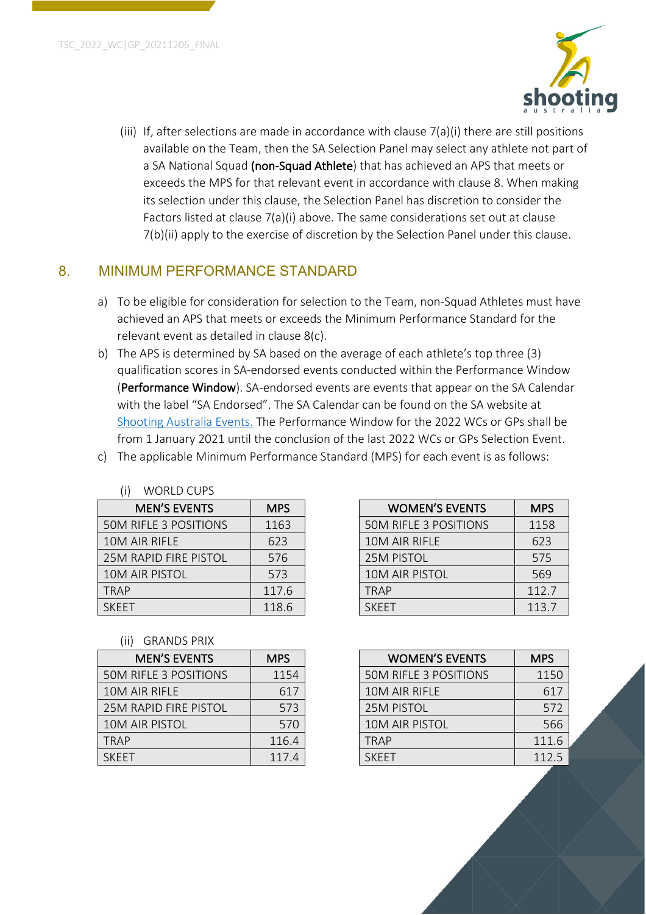(iii) If, after selections are made in accordance with clause 7(a)(i) there are still positions available on the Team, then the SA Selection Panel may select any athlete not part of a SA National Squad (**non-Squad Athlete**) that has achieved an APS that meets or exceeds the MPS for that relevant event in accordance with clause 8. When making its selection under this clause, the Selection Panel has discretion to consider the Factors listed at clause 7(a)(i) above. The same considerations set out at clause 7(b)(ii) apply to the exercise of discretion by the Selection Panel under this clause.

## 8. MINIMUM PERFORMANCE STANDARD

a) To be eligible for consideration for selection to the Team, non-Squad Athletes must have achieved an APS that meets or exceeds the Minimum Performance Standard for the relevant event as detailed in clause 8(c).

b) The APS is determined by SA based on the average of each athlete's top three (3) qualification scores in SA-endorsed events conducted within the Performance Window (**Performance Window**). SA-endorsed events are events that appear on the SA Calendar with the label "SA Endorsed". The SA Calendar can be found on the SA website at [Shooting Australia Events.]() The Performance Window for the 2022 WCs or GPs shall be from 1 January 2021 until the conclusion of the last 2022 WCs or GPs Selection Event.

c) The applicable Minimum Performance Standard (MPS) for each event is as follows:

(i) WORLD CUPS

| MEN'S EVENTS | MPS |
|---|---|
| 50M RIFLE 3 POSITIONS | 1163 |
| 10M AIR RIFLE | 623 |
| 25M RAPID FIRE PISTOL | 576 |
| 10M AIR PISTOL | 573 |
| TRAP | 117.6 |
| SKEET | 118.6 |

| WOMEN'S EVENTS | MPS |
|---|---|
| 50M RIFLE 3 POSITIONS | 1158 |
| 10M AIR RIFLE | 623 |
| 25M PISTOL | 575 |
| 10M AIR PISTOL | 569 |
| TRAP | 112.7 |
| SKEET | 113.7 |

(ii) GRANDS PRIX

| MEN'S EVENTS | MPS |
|---|---|
| 50M RIFLE 3 POSITIONS | 1154 |
| 10M AIR RIFLE | 617 |
| 25M RAPID FIRE PISTOL | 573 |
| 10M AIR PISTOL | 570 |
| TRAP | 116.4 |
| SKEET | 117.4 |

| WOMEN'S EVENTS | MPS |
|---|---|
| 50M RIFLE 3 POSITIONS | 1150 |
| 10M AIR RIFLE | 617 |
| 25M PISTOL | 572 |
| 10M AIR PISTOL | 566 |
| TRAP | 111.6 |
| SKEET | 112.5 |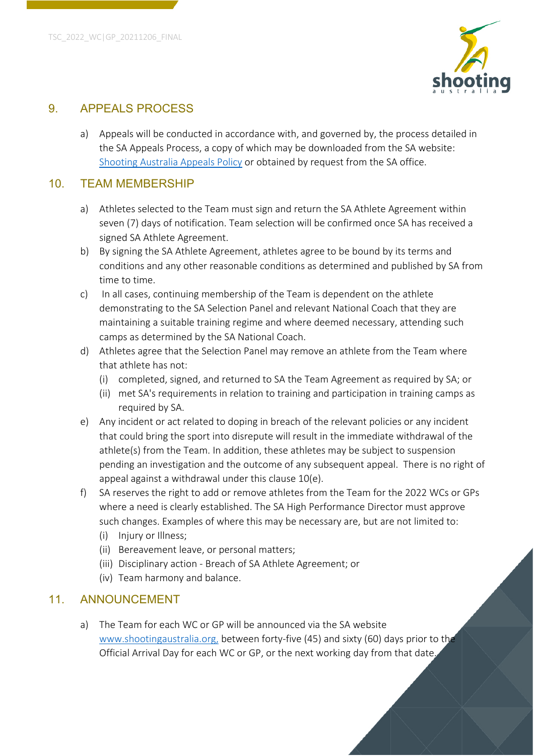## 9. APPEALS PROCESS

a) Appeals will be conducted in accordance with, and governed by, the process detailed in the SA Appeals Process, a copy of which may be downloaded from the SA website: [Shooting Australia Appeals Policy]() or obtained by request from the SA office.

## 10. TEAM MEMBERSHIP

a) Athletes selected to the Team must sign and return the SA Athlete Agreement within seven (7) days of notification. Team selection will be confirmed once SA has received a signed SA Athlete Agreement.

b) By signing the SA Athlete Agreement, athletes agree to be bound by its terms and conditions and any other reasonable conditions as determined and published by SA from time to time.

c) In all cases, continuing membership of the Team is dependent on the athlete demonstrating to the SA Selection Panel and relevant National Coach that they are maintaining a suitable training regime and where deemed necessary, attending such camps as determined by the SA National Coach.

d) Athletes agree that the Selection Panel may remove an athlete from the Team where that athlete has not:
   - (i) completed, signed, and returned to SA the Team Agreement as required by SA; or
   - (ii) met SA's requirements in relation to training and participation in training camps as required by SA.

e) Any incident or act related to doping in breach of the relevant policies or any incident that could bring the sport into disrepute will result in the immediate withdrawal of the athlete(s) from the Team. In addition, these athletes may be subject to suspension pending an investigation and the outcome of any subsequent appeal. There is no right of appeal against a withdrawal under this clause 10(e).

f) SA reserves the right to add or remove athletes from the Team for the 2022 WCs or GPs where a need is clearly established. The SA High Performance Director must approve such changes. Examples of where this may be necessary are, but are not limited to:
   - (i) Injury or Illness;
   - (ii) Bereavement leave, or personal matters;
   - (iii) Disciplinary action - Breach of SA Athlete Agreement; or
   - (iv) Team harmony and balance.

## 11. ANNOUNCEMENT

a) The Team for each WC or GP will be announced via the SA website [www.shootingaustralia.org,](www.shootingaustralia.org) between forty-five (45) and sixty (60) days prior to the Official Arrival Day for each WC or GP, or the next working day from that date.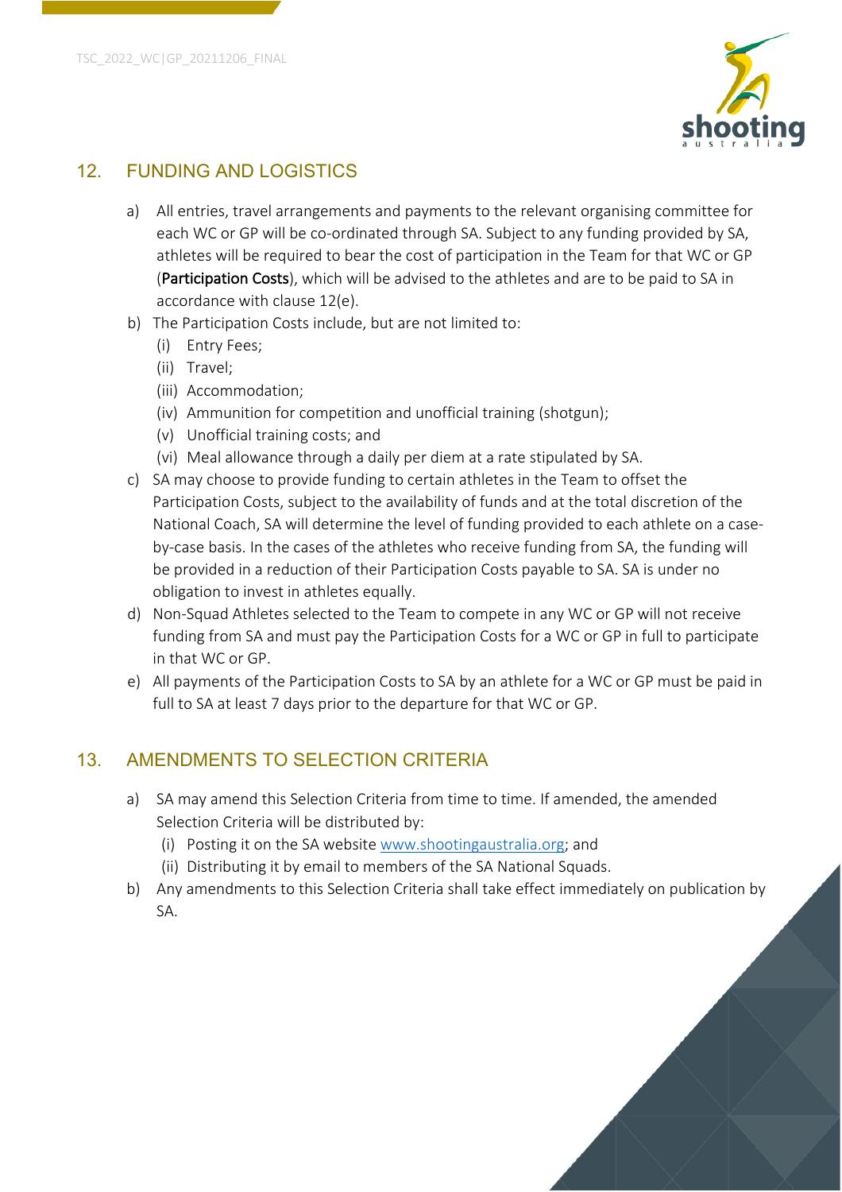## 12. FUNDING AND LOGISTICS

a) All entries, travel arrangements and payments to the relevant organising committee for each WC or GP will be co-ordinated through SA. Subject to any funding provided by SA, athletes will be required to bear the cost of participation in the Team for that WC or GP (**Participation Costs**), which will be advised to the athletes and are to be paid to SA in accordance with clause 12(e).

b) The Participation Costs include, but are not limited to:
   (i) Entry Fees;
   (ii) Travel;
   (iii) Accommodation;
   (iv) Ammunition for competition and unofficial training (shotgun);
   (v) Unofficial training costs; and
   (vi) Meal allowance through a daily per diem at a rate stipulated by SA.

c) SA may choose to provide funding to certain athletes in the Team to offset the Participation Costs, subject to the availability of funds and at the total discretion of the National Coach, SA will determine the level of funding provided to each athlete on a case-by-case basis. In the cases of the athletes who receive funding from SA, the funding will be provided in a reduction of their Participation Costs payable to SA. SA is under no obligation to invest in athletes equally.

d) Non-Squad Athletes selected to the Team to compete in any WC or GP will not receive funding from SA and must pay the Participation Costs for a WC or GP in full to participate in that WC or GP.

e) All payments of the Participation Costs to SA by an athlete for a WC or GP must be paid in full to SA at least 7 days prior to the departure for that WC or GP.

## 13. AMENDMENTS TO SELECTION CRITERIA

a) SA may amend this Selection Criteria from time to time. If amended, the amended Selection Criteria will be distributed by:
   (i) Posting it on the SA website www.shootingaustralia.org; and
   (ii) Distributing it by email to members of the SA National Squads.

b) Any amendments to this Selection Criteria shall take effect immediately on publication by SA.